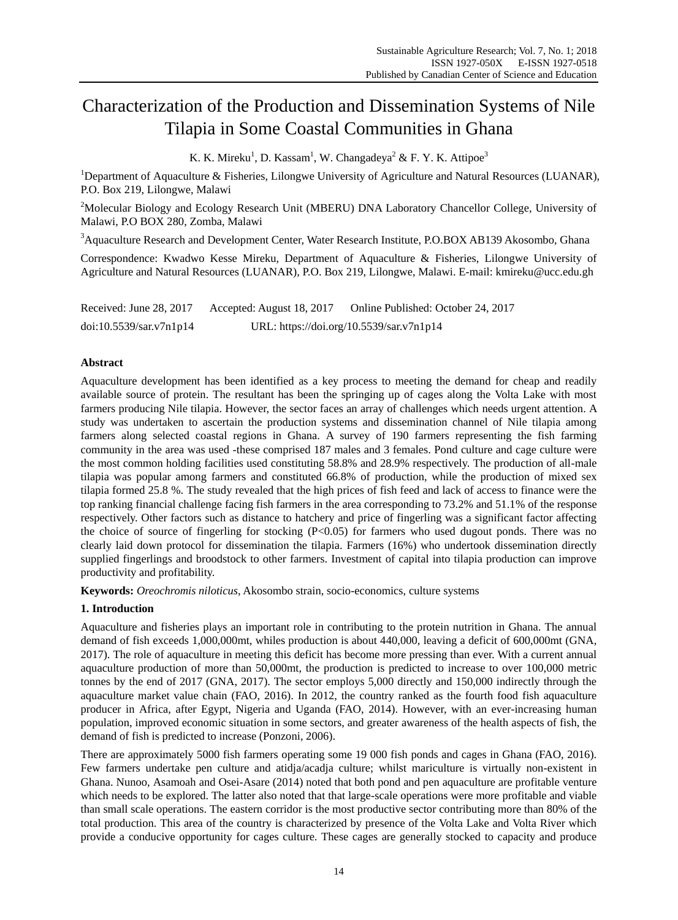# Characterization of the Production and Dissemination Systems of Nile Tilapia in Some Coastal Communities in Ghana

K. K. Mireku[1], D. Kassam[1], W. Changadeya[2] & F. Y. K. Attipoe[3]

[1]Department of Aquaculture & Fisheries, Lilongwe University of Agriculture and Natural Resources (LUANAR), P.O. Box 219, Lilongwe, Malawi

[2]Molecular Biology and Ecology Research Unit (MBERU) DNA Laboratory Chancellor College, University of Malawi, P.O BOX 280, Zomba, Malawi

[3]Aquaculture Research and Development Center, Water Research Institute, P.O.BOX AB139 Akosombo, Ghana

Correspondence: Kwadwo Kesse Mireku, Department of Aquaculture & Fisheries, Lilongwe University of Agriculture and Natural Resources (LUANAR), P.O. Box 219, Lilongwe, Malawi. E-mail: kmireku@ucc.edu.gh

Received: June 28, 2017 Accepted: August 18, 2017 Online Published: October 24, 2017

doi:10.5539/sar.v7n1p14 URL: https://doi.org/10.5539/sar.v7n1p14

## Abstract

Aquaculture development has been identified as a key process to meeting the demand for cheap and readily available source of protein. The resultant has been the springing up of cages along the Volta Lake with most farmers producing Nile tilapia. However, the sector faces an array of challenges which needs urgent attention. A study was undertaken to ascertain the production systems and dissemination channel of Nile tilapia among farmers along selected coastal regions in Ghana. A survey of 190 farmers representing the fish farming community in the area was used -these comprised 187 males and 3 females. Pond culture and cage culture were the most common holding facilities used constituting 58.8% and 28.9% respectively. The production of all-male tilapia was popular among farmers and constituted 66.8% of production, while the production of mixed sex tilapia formed 25.8 %. The study revealed that the high prices of fish feed and lack of access to finance were the top ranking financial challenge facing fish farmers in the area corresponding to 73.2% and 51.1% of the response respectively. Other factors such as distance to hatchery and price of fingerling was a significant factor affecting the choice of source of fingerling for stocking ($P<0.05$) for farmers who used dugout ponds. There was no clearly laid down protocol for dissemination the tilapia. Farmers (16%) who undertook dissemination directly supplied fingerlings and broodstock to other farmers. Investment of capital into tilapia production can improve productivity and profitability.

**Keywords:** *Oreochromis niloticus*, Akosombo strain, socio-economics, culture systems

## 1. Introduction

Aquaculture and fisheries plays an important role in contributing to the protein nutrition in Ghana. The annual demand of fish exceeds 1,000,000mt, whiles production is about 440,000, leaving a deficit of 600,000mt (GNA, 2017). The role of aquaculture in meeting this deficit has become more pressing than ever. With a current annual aquaculture production of more than 50,000mt, the production is predicted to increase to over 100,000 metric tonnes by the end of 2017 (GNA, 2017). The sector employs 5,000 directly and 150,000 indirectly through the aquaculture market value chain (FAO, 2016). In 2012, the country ranked as the fourth food fish aquaculture producer in Africa, after Egypt, Nigeria and Uganda (FAO, 2014). However, with an ever-increasing human population, improved economic situation in some sectors, and greater awareness of the health aspects of fish, the demand of fish is predicted to increase (Ponzoni, 2006).

There are approximately 5000 fish farmers operating some 19 000 fish ponds and cages in Ghana (FAO, 2016). Few farmers undertake pen culture and atidja/acadja culture; whilst mariculture is virtually non-existent in Ghana. Nunoo, Asamoah and Osei-Asare (2014) noted that both pond and pen aquaculture are profitable venture which needs to be explored. The latter also noted that that large-scale operations were more profitable and viable than small scale operations. The eastern corridor is the most productive sector contributing more than 80% of the total production. This area of the country is characterized by presence of the Volta Lake and Volta River which provide a conducive opportunity for cages culture. These cages are generally stocked to capacity and produce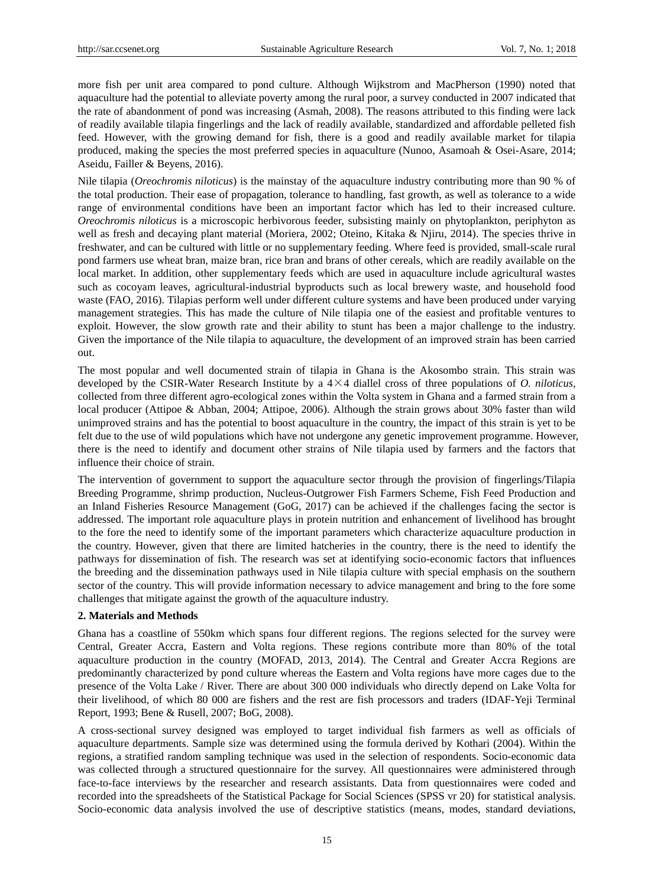more fish per unit area compared to pond culture. Although Wijkstrom and MacPherson (1990) noted that aquaculture had the potential to alleviate poverty among the rural poor, a survey conducted in 2007 indicated that the rate of abandonment of pond was increasing (Asmah, 2008). The reasons attributed to this finding were lack of readily available tilapia fingerlings and the lack of readily available, standardized and affordable pelleted fish feed. However, with the growing demand for fish, there is a good and readily available market for tilapia produced, making the species the most preferred species in aquaculture (Nunoo, Asamoah & Osei-Asare, 2014; Aseidu, Failler & Beyens, 2016).

Nile tilapia (*Oreochromis niloticus*) is the mainstay of the aquaculture industry contributing more than 90 % of the total production. Their ease of propagation, tolerance to handling, fast growth, as well as tolerance to a wide range of environmental conditions have been an important factor which has led to their increased culture. *Oreochromis niloticus* is a microscopic herbivorous feeder, subsisting mainly on phytoplankton, periphyton as well as fresh and decaying plant material (Moriera, 2002; Oteino, Kitaka & Njiru, 2014). The species thrive in freshwater, and can be cultured with little or no supplementary feeding. Where feed is provided, small-scale rural pond farmers use wheat bran, maize bran, rice bran and brans of other cereals, which are readily available on the local market. In addition, other supplementary feeds which are used in aquaculture include agricultural wastes such as cocoyam leaves, agricultural-industrial byproducts such as local brewery waste, and household food waste (FAO, 2016). Tilapias perform well under different culture systems and have been produced under varying management strategies. This has made the culture of Nile tilapia one of the easiest and profitable ventures to exploit. However, the slow growth rate and their ability to stunt has been a major challenge to the industry. Given the importance of the Nile tilapia to aquaculture, the development of an improved strain has been carried out.

The most popular and well documented strain of tilapia in Ghana is the Akosombo strain. This strain was developed by the CSIR-Water Research Institute by a 4×4 diallel cross of three populations of *O. niloticus*, collected from three different agro-ecological zones within the Volta system in Ghana and a farmed strain from a local producer (Attipoe & Abban, 2004; Attipoe, 2006). Although the strain grows about 30% faster than wild unimproved strains and has the potential to boost aquaculture in the country, the impact of this strain is yet to be felt due to the use of wild populations which have not undergone any genetic improvement programme. However, there is the need to identify and document other strains of Nile tilapia used by farmers and the factors that influence their choice of strain.

The intervention of government to support the aquaculture sector through the provision of fingerlings/Tilapia Breeding Programme, shrimp production, Nucleus-Outgrower Fish Farmers Scheme, Fish Feed Production and an Inland Fisheries Resource Management (GoG, 2017) can be achieved if the challenges facing the sector is addressed. The important role aquaculture plays in protein nutrition and enhancement of livelihood has brought to the fore the need to identify some of the important parameters which characterize aquaculture production in the country. However, given that there are limited hatcheries in the country, there is the need to identify the pathways for dissemination of fish. The research was set at identifying socio-economic factors that influences the breeding and the dissemination pathways used in Nile tilapia culture with special emphasis on the southern sector of the country. This will provide information necessary to advice management and bring to the fore some challenges that mitigate against the growth of the aquaculture industry.

## 2. Materials and Methods

Ghana has a coastline of 550km which spans four different regions. The regions selected for the survey were Central, Greater Accra, Eastern and Volta regions. These regions contribute more than 80% of the total aquaculture production in the country (MOFAD, 2013, 2014). The Central and Greater Accra Regions are predominantly characterized by pond culture whereas the Eastern and Volta regions have more cages due to the presence of the Volta Lake / River. There are about 300 000 individuals who directly depend on Lake Volta for their livelihood, of which 80 000 are fishers and the rest are fish processors and traders (IDAF-Yeji Terminal Report, 1993; Bene & Russell, 2007; BoG, 2008).

A cross-sectional survey designed was employed to target individual fish farmers as well as officials of aquaculture departments. Sample size was determined using the formula derived by Kothari (2004). Within the regions, a stratified random sampling technique was used in the selection of respondents. Socio-economic data was collected through a structured questionnaire for the survey. All questionnaires were administered through face-to-face interviews by the researcher and research assistants. Data from questionnaires were coded and recorded into the spreadsheets of the Statistical Package for Social Sciences (SPSS vr 20) for statistical analysis. Socio-economic data analysis involved the use of descriptive statistics (means, modes, standard deviations,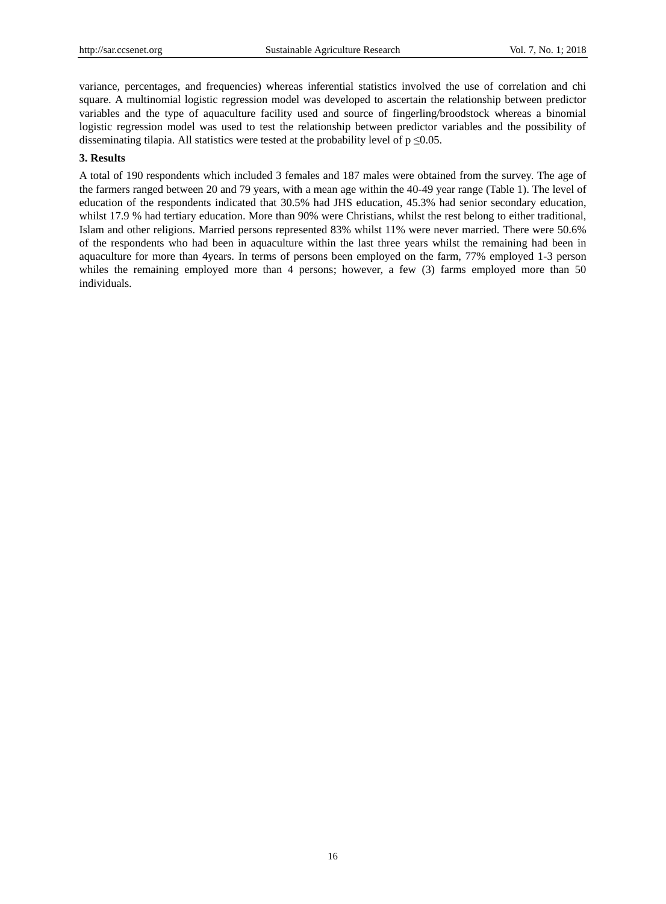variance, percentages, and frequencies) whereas inferential statistics involved the use of correlation and chi square. A multinomial logistic regression model was developed to ascertain the relationship between predictor variables and the type of aquaculture facility used and source of fingerling/broodstock whereas a binomial logistic regression model was used to test the relationship between predictor variables and the possibility of disseminating tilapia. All statistics were tested at the probability level of $p \leq 0.05$.

## 3. Results

A total of 190 respondents which included 3 females and 187 males were obtained from the survey. The age of the farmers ranged between 20 and 79 years, with a mean age within the 40-49 year range (Table 1). The level of education of the respondents indicated that 30.5% had JHS education, 45.3% had senior secondary education, whilst 17.9 % had tertiary education. More than 90% were Christians, whilst the rest belong to either traditional, Islam and other religions. Married persons represented 83% whilst 11% were never married. There were 50.6% of the respondents who had been in aquaculture within the last three years whilst the remaining had been in aquaculture for more than 4years. In terms of persons been employed on the farm, 77% employed 1-3 person whiles the remaining employed more than 4 persons; however, a few (3) farms employed more than 50 individuals.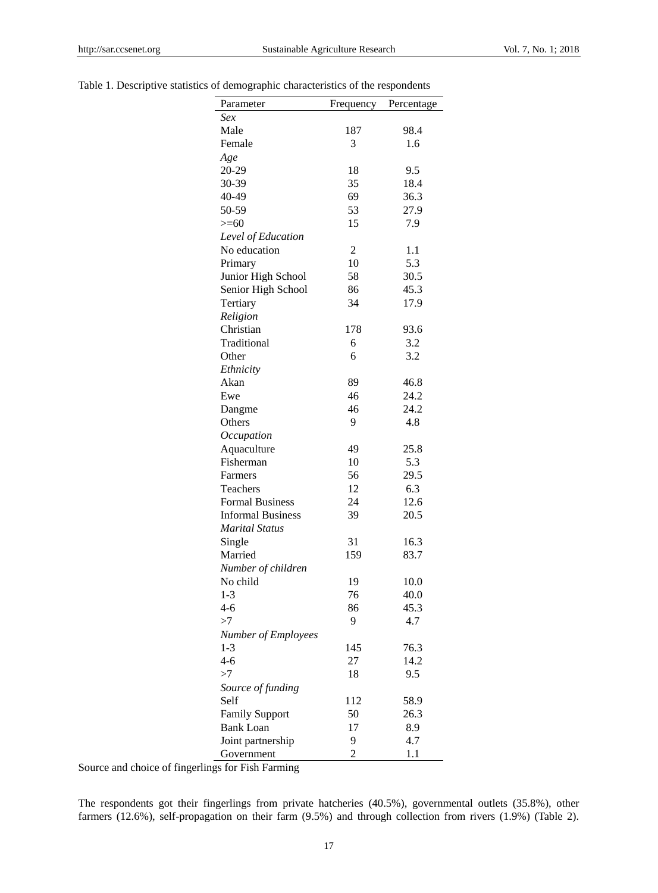Table 1. Descriptive statistics of demographic characteristics of the respondents

| Parameter | Frequency | Percentage |
|---|---|---|
| *Sex* | | |
| Male | 187 | 98.4 |
| Female | 3 | 1.6 |
| *Age* | | |
| 20-29 | 18 | 9.5 |
| 30-39 | 35 | 18.4 |
| 40-49 | 69 | 36.3 |
| 50-59 | 53 | 27.9 |
| >=60 | 15 | 7.9 |
| *Level of Education* | | |
| No education | 2 | 1.1 |
| Primary | 10 | 5.3 |
| Junior High School | 58 | 30.5 |
| Senior High School | 86 | 45.3 |
| Tertiary | 34 | 17.9 |
| *Religion* | | |
| Christian | 178 | 93.6 |
| Traditional | 6 | 3.2 |
| Other | 6 | 3.2 |
| *Ethnicity* | | |
| Akan | 89 | 46.8 |
| Ewe | 46 | 24.2 |
| Dangme | 46 | 24.2 |
| Others | 9 | 4.8 |
| *Occupation* | | |
| Aquaculture | 49 | 25.8 |
| Fisherman | 10 | 5.3 |
| Farmers | 56 | 29.5 |
| Teachers | 12 | 6.3 |
| Formal Business | 24 | 12.6 |
| Informal Business | 39 | 20.5 |
| *Marital Status* | | |
| Single | 31 | 16.3 |
| Married | 159 | 83.7 |
| *Number of children* | | |
| No child | 19 | 10.0 |
| 1-3 | 76 | 40.0 |
| 4-6 | 86 | 45.3 |
| >7 | 9 | 4.7 |
| *Number of Employees* | | |
| 1-3 | 145 | 76.3 |
| 4-6 | 27 | 14.2 |
| >7 | 18 | 9.5 |
| *Source of funding* | | |
| Self | 112 | 58.9 |
| Family Support | 50 | 26.3 |
| Bank Loan | 17 | 8.9 |
| Joint partnership | 9 | 4.7 |
| Government | 2 | 1.1 |

Source and choice of fingerlings for Fish Farming

The respondents got their fingerlings from private hatcheries (40.5%), governmental outlets (35.8%), other farmers (12.6%), self-propagation on their farm (9.5%) and through collection from rivers (1.9%) (Table 2).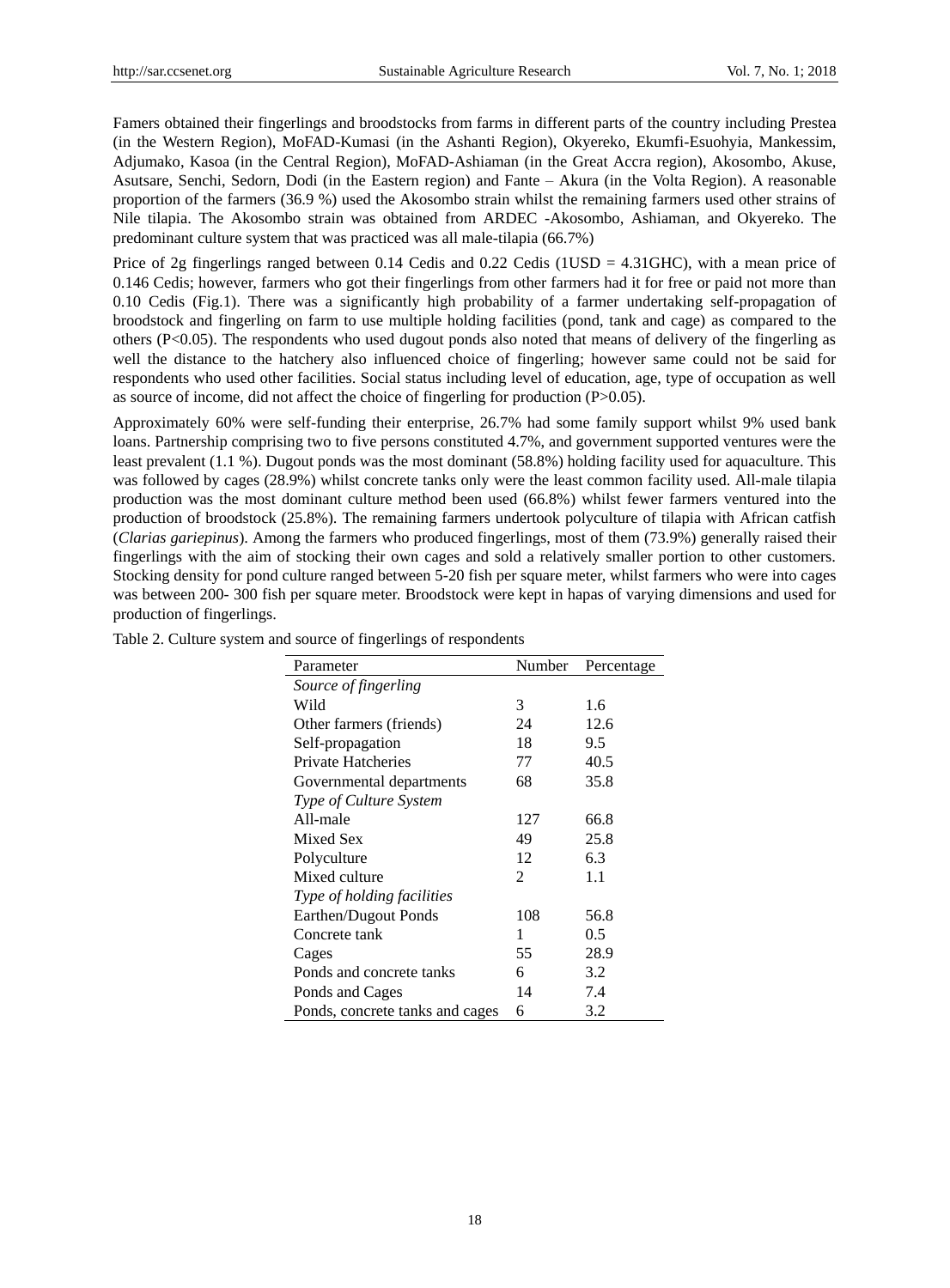Famers obtained their fingerlings and broodstocks from farms in different parts of the country including Prestea (in the Western Region), MoFAD-Kumasi (in the Ashanti Region), Okyereko, Ekumfi-Esuohyia, Mankessim, Adjumako, Kasoa (in the Central Region), MoFAD-Ashiaman (in the Great Accra region), Akosombo, Akuse, Asutsare, Senchi, Sedorn, Dodi (in the Eastern region) and Fante – Akura (in the Volta Region). A reasonable proportion of the farmers (36.9 %) used the Akosombo strain whilst the remaining farmers used other strains of Nile tilapia. The Akosombo strain was obtained from ARDEC -Akosombo, Ashiaman, and Okyereko. The predominant culture system that was practiced was all male-tilapia (66.7%)

Price of 2g fingerlings ranged between 0.14 Cedis and 0.22 Cedis (1USD = 4.31GHC), with a mean price of 0.146 Cedis; however, farmers who got their fingerlings from other farmers had it for free or paid not more than 0.10 Cedis (Fig.1). There was a significantly high probability of a farmer undertaking self-propagation of broodstock and fingerling on farm to use multiple holding facilities (pond, tank and cage) as compared to the others ($P<0.05$). The respondents who used dugout ponds also noted that means of delivery of the fingerling as well the distance to the hatchery also influenced choice of fingerling; however same could not be said for respondents who used other facilities. Social status including level of education, age, type of occupation as well as source of income, did not affect the choice of fingerling for production ($P>0.05$).

Approximately 60% were self-funding their enterprise, 26.7% had some family support whilst 9% used bank loans. Partnership comprising two to five persons constituted 4.7%, and government supported ventures were the least prevalent (1.1 %). Dugout ponds was the most dominant (58.8%) holding facility used for aquaculture. This was followed by cages (28.9%) whilst concrete tanks only were the least common facility used. All-male tilapia production was the most dominant culture method been used (66.8%) whilst fewer farmers ventured into the production of broodstock (25.8%). The remaining farmers undertook polyculture of tilapia with African catfish (*Clarias gariepinus*). Among the farmers who produced fingerlings, most of them (73.9%) generally raised their fingerlings with the aim of stocking their own cages and sold a relatively smaller portion to other customers. Stocking density for pond culture ranged between 5-20 fish per square meter, whilst farmers who were into cages was between 200- 300 fish per square meter. Broodstock were kept in hapas of varying dimensions and used for production of fingerlings.

Table 2. Culture system and source of fingerlings of respondents

| Parameter | Number | Percentage |
|---|---|---|
| *Source of fingerling* | | |
| Wild | 3 | 1.6 |
| Other farmers (friends) | 24 | 12.6 |
| Self-propagation | 18 | 9.5 |
| Private Hatcheries | 77 | 40.5 |
| Governmental departments | 68 | 35.8 |
| *Type of Culture System* | | |
| All-male | 127 | 66.8 |
| Mixed Sex | 49 | 25.8 |
| Polyculture | 12 | 6.3 |
| Mixed culture | 2 | 1.1 |
| *Type of holding facilities* | | |
| Earthen/Dugout Ponds | 108 | 56.8 |
| Concrete tank | 1 | 0.5 |
| Cages | 55 | 28.9 |
| Ponds and concrete tanks | 6 | 3.2 |
| Ponds and Cages | 14 | 7.4 |
| Ponds, concrete tanks and cages | 6 | 3.2 |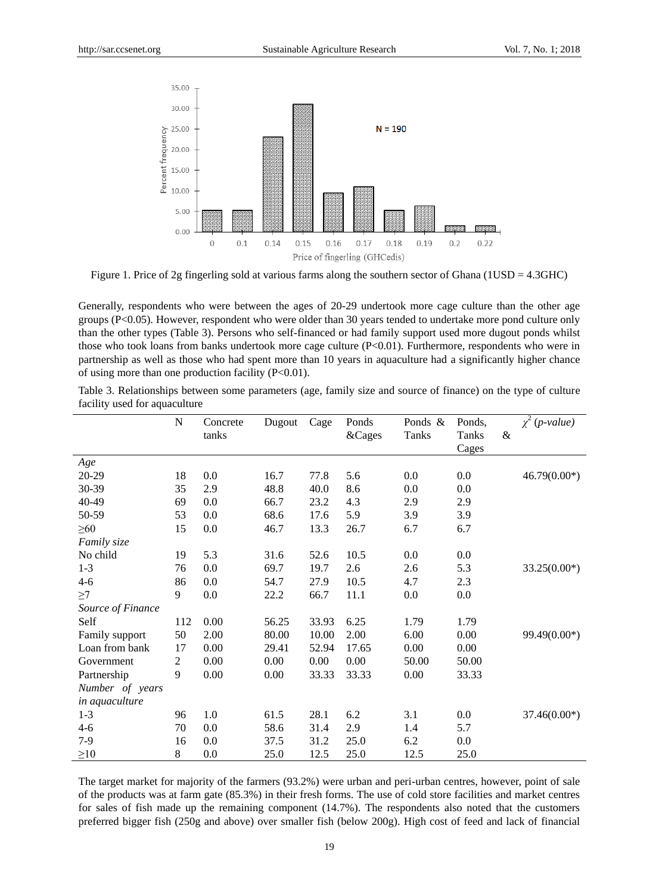Figure 1. Price of 2g fingerling sold at various farms along the southern sector of Ghana (1USD = 4.3GHC)

Generally, respondents who were between the ages of 20-29 undertook more cage culture than the other age groups (P<0.05). However, respondent who were older than 30 years tended to undertake more pond culture only than the other types (Table 3). Persons who self-financed or had family support used more dugout ponds whilst those who took loans from banks undertook more cage culture (P<0.01). Furthermore, respondents who were in partnership as well as those who had spent more than 10 years in aquaculture had a significantly higher chance of using more than one production facility (P<0.01).

Table 3. Relationships between some parameters (age, family size and source of finance) on the type of culture facility used for aquaculture

| | N | Concrete tanks | Dugout | Cage | Ponds &Cages | Ponds & Tanks | Ponds, Tanks & Cages | $\chi^2$ (*p-value*) |
|---|---|---|---|---|---|---|---|---|
| *Age* | | | | | | | | |
| 20-29 | 18 | 0.0 | 16.7 | 77.8 | 5.6 | 0.0 | 0.0 | 46.79(0.00*) |
| 30-39 | 35 | 2.9 | 48.8 | 40.0 | 8.6 | 0.0 | 0.0 | |
| 40-49 | 69 | 0.0 | 66.7 | 23.2 | 4.3 | 2.9 | 2.9 | |
| 50-59 | 53 | 0.0 | 68.6 | 17.6 | 5.9 | 3.9 | 3.9 | |
| ≥60 | 15 | 0.0 | 46.7 | 13.3 | 26.7 | 6.7 | 6.7 | |
| *Family size* | | | | | | | | |
| No child | 19 | 5.3 | 31.6 | 52.6 | 10.5 | 0.0 | 0.0 | |
| 1-3 | 76 | 0.0 | 69.7 | 19.7 | 2.6 | 2.6 | 5.3 | 33.25(0.00*) |
| 4-6 | 86 | 0.0 | 54.7 | 27.9 | 10.5 | 4.7 | 2.3 | |
| ≥7 | 9 | 0.0 | 22.2 | 66.7 | 11.1 | 0.0 | 0.0 | |
| *Source of Finance* | | | | | | | | |
| Self | 112 | 0.00 | 56.25 | 33.93 | 6.25 | 1.79 | 1.79 | |
| Family support | 50 | 2.00 | 80.00 | 10.00 | 2.00 | 6.00 | 0.00 | 99.49(0.00*) |
| Loan from bank | 17 | 0.00 | 29.41 | 52.94 | 17.65 | 0.00 | 0.00 | |
| Government | 2 | 0.00 | 0.00 | 0.00 | 0.00 | 50.00 | 50.00 | |
| Partnership | 9 | 0.00 | 0.00 | 33.33 | 33.33 | 0.00 | 33.33 | |
| *Number of years in aquaculture* | | | | | | | | |
| 1-3 | 96 | 1.0 | 61.5 | 28.1 | 6.2 | 3.1 | 0.0 | 37.46(0.00*) |
| 4-6 | 70 | 0.0 | 58.6 | 31.4 | 2.9 | 1.4 | 5.7 | |
| 7-9 | 16 | 0.0 | 37.5 | 31.2 | 25.0 | 6.2 | 0.0 | |
| ≥10 | 8 | 0.0 | 25.0 | 12.5 | 25.0 | 12.5 | 25.0 | |

The target market for majority of the farmers (93.2%) were urban and peri-urban centres, however, point of sale of the products was at farm gate (85.3%) in their fresh forms. The use of cold store facilities and market centres for sales of fish made up the remaining component (14.7%). The respondents also noted that the customers preferred bigger fish (250g and above) over smaller fish (below 200g). High cost of feed and lack of financial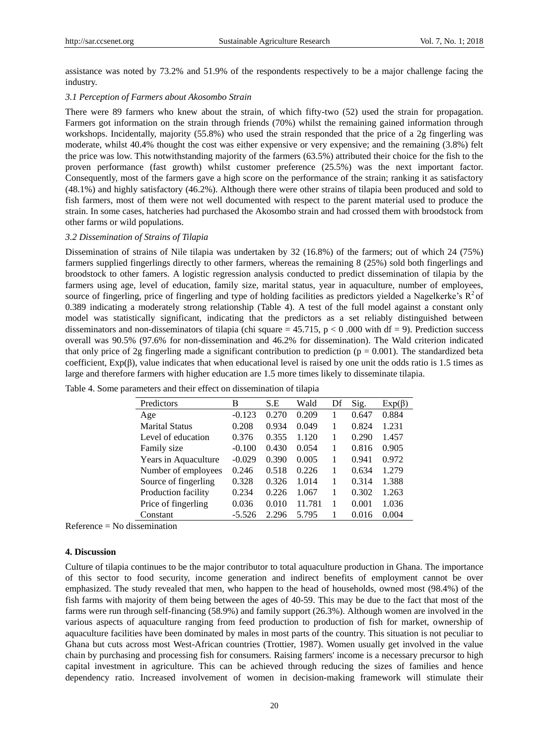assistance was noted by 73.2% and 51.9% of the respondents respectively to be a major challenge facing the industry.

### *3.1 Perception of Farmers about Akosombo Strain*

There were 89 farmers who knew about the strain, of which fifty-two (52) used the strain for propagation. Farmers got information on the strain through friends (70%) whilst the remaining gained information through workshops. Incidentally, majority (55.8%) who used the strain responded that the price of a 2g fingerling was moderate, whilst 40.4% thought the cost was either expensive or very expensive; and the remaining (3.8%) felt the price was low. This notwithstanding majority of the farmers (63.5%) attributed their choice for the fish to the proven performance (fast growth) whilst customer preference (25.5%) was the next important factor. Consequently, most of the farmers gave a high score on the performance of the strain; ranking it as satisfactory (48.1%) and highly satisfactory (46.2%). Although there were other strains of tilapia been produced and sold to fish farmers, most of them were not well documented with respect to the parent material used to produce the strain. In some cases, hatcheries had purchased the Akosombo strain and had crossed them with broodstock from other farms or wild populations.

### *3.2 Dissemination of Strains of Tilapia*

Dissemination of strains of Nile tilapia was undertaken by 32 (16.8%) of the farmers; out of which 24 (75%) farmers supplied fingerlings directly to other farmers, whereas the remaining 8 (25%) sold both fingerlings and broodstock to other famers. A logistic regression analysis conducted to predict dissemination of tilapia by the farmers using age, level of education, family size, marital status, year in aquaculture, number of employees, source of fingerling, price of fingerling and type of holding facilities as predictors yielded a Nagelkerke's $R^2$ of 0.389 indicating a moderately strong relationship (Table 4). A test of the full model against a constant only model was statistically significant, indicating that the predictors as a set reliably distinguished between disseminators and non-disseminators of tilapia (chi square = 45.715, $p < 0$ .000 with df = 9). Prediction success overall was 90.5% (97.6% for non-dissemination and 46.2% for dissemination). The Wald criterion indicated that only price of 2g fingerling made a significant contribution to prediction ($p = 0.001$). The standardized beta coefficient, Exp(β), value indicates that when educational level is raised by one unit the odds ratio is 1.5 times as large and therefore farmers with higher education are 1.5 more times likely to disseminate tilapia.

Table 4. Some parameters and their effect on dissemination of tilapia

| Predictors | B | S.E | Wald | Df | Sig. | Exp(β) |
|---|---|---|---|---|---|---|
| Age | -0.123 | 0.270 | 0.209 | 1 | 0.647 | 0.884 |
| Marital Status | 0.208 | 0.934 | 0.049 | 1 | 0.824 | 1.231 |
| Level of education | 0.376 | 0.355 | 1.120 | 1 | 0.290 | 1.457 |
| Family size | -0.100 | 0.430 | 0.054 | 1 | 0.816 | 0.905 |
| Years in Aquaculture | -0.029 | 0.390 | 0.005 | 1 | 0.941 | 0.972 |
| Number of employees | 0.246 | 0.518 | 0.226 | 1 | 0.634 | 1.279 |
| Source of fingerling | 0.328 | 0.326 | 1.014 | 1 | 0.314 | 1.388 |
| Production facility | 0.234 | 0.226 | 1.067 | 1 | 0.302 | 1.263 |
| Price of fingerling | 0.036 | 0.010 | 11.781 | 1 | 0.001 | 1.036 |
| Constant | -5.526 | 2.296 | 5.795 | 1 | 0.016 | 0.004 |

Reference = No dissemination

## 4. Discussion

Culture of tilapia continues to be the major contributor to total aquaculture production in Ghana. The importance of this sector to food security, income generation and indirect benefits of employment cannot be over emphasized. The study revealed that men, who happen to the head of households, owned most (98.4%) of the fish farms with majority of them being between the ages of 40-59. This may be due to the fact that most of the farms were run through self-financing (58.9%) and family support (26.3%). Although women are involved in the various aspects of aquaculture ranging from feed production to production of fish for market, ownership of aquaculture facilities have been dominated by males in most parts of the country. This situation is not peculiar to Ghana but cuts across most West-African countries (Trottier, 1987). Women usually get involved in the value chain by purchasing and processing fish for consumers. Raising farmers' income is a necessary precursor to high capital investment in agriculture. This can be achieved through reducing the sizes of families and hence dependency ratio. Increased involvement of women in decision-making framework will stimulate their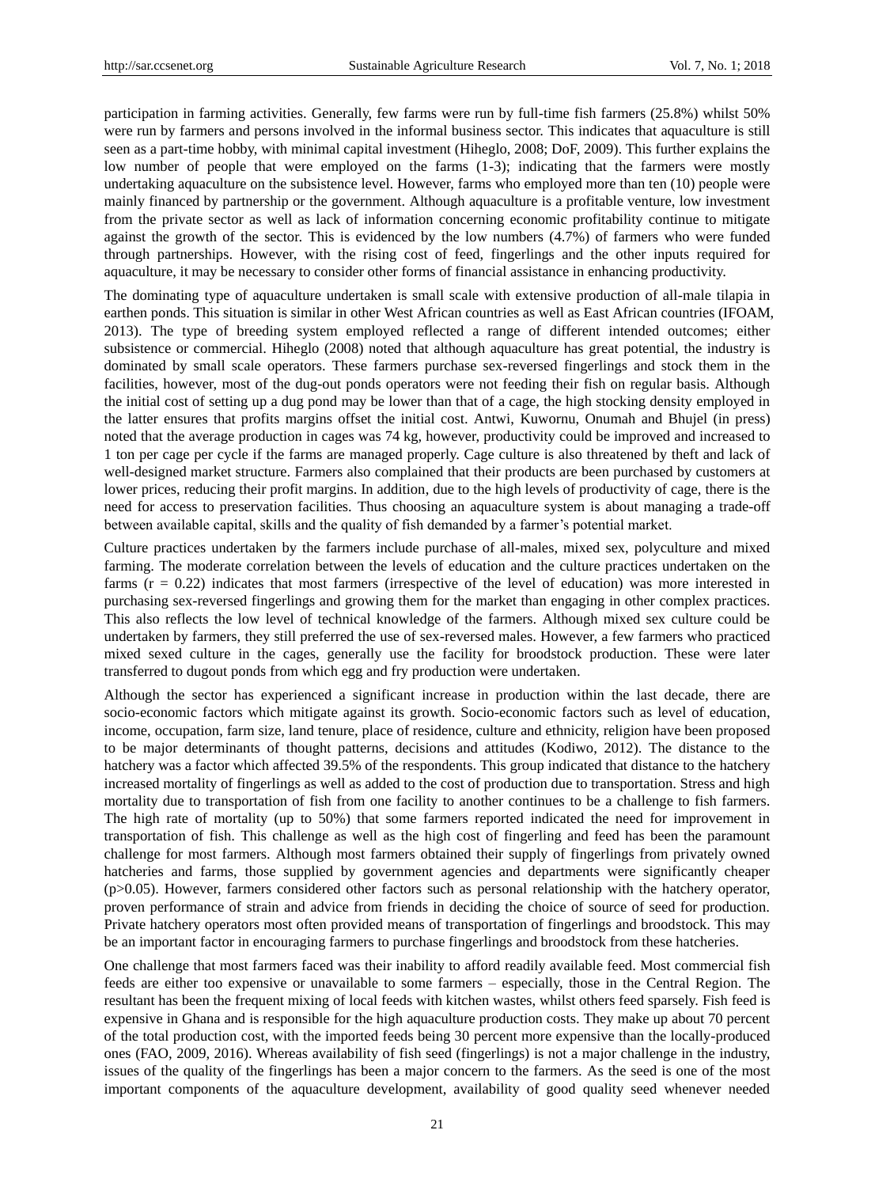participation in farming activities. Generally, few farms were run by full-time fish farmers (25.8%) whilst 50% were run by farmers and persons involved in the informal business sector. This indicates that aquaculture is still seen as a part-time hobby, with minimal capital investment (Hiheglo, 2008; DoF, 2009). This further explains the low number of people that were employed on the farms (1-3); indicating that the farmers were mostly undertaking aquaculture on the subsistence level. However, farms who employed more than ten (10) people were mainly financed by partnership or the government. Although aquaculture is a profitable venture, low investment from the private sector as well as lack of information concerning economic profitability continue to mitigate against the growth of the sector. This is evidenced by the low numbers (4.7%) of farmers who were funded through partnerships. However, with the rising cost of feed, fingerlings and the other inputs required for aquaculture, it may be necessary to consider other forms of financial assistance in enhancing productivity.

The dominating type of aquaculture undertaken is small scale with extensive production of all-male tilapia in earthen ponds. This situation is similar in other West African countries as well as East African countries (IFOAM, 2013). The type of breeding system employed reflected a range of different intended outcomes; either subsistence or commercial. Hiheglo (2008) noted that although aquaculture has great potential, the industry is dominated by small scale operators. These farmers purchase sex-reversed fingerlings and stock them in the facilities, however, most of the dug-out ponds operators were not feeding their fish on regular basis. Although the initial cost of setting up a dug pond may be lower than that of a cage, the high stocking density employed in the latter ensures that profits margins offset the initial cost. Antwi, Kuwornu, Onumah and Bhujel (in press) noted that the average production in cages was 74 kg, however, productivity could be improved and increased to 1 ton per cage per cycle if the farms are managed properly. Cage culture is also threatened by theft and lack of well-designed market structure. Farmers also complained that their products are been purchased by customers at lower prices, reducing their profit margins. In addition, due to the high levels of productivity of cage, there is the need for access to preservation facilities. Thus choosing an aquaculture system is about managing a trade-off between available capital, skills and the quality of fish demanded by a farmer's potential market.

Culture practices undertaken by the farmers include purchase of all-males, mixed sex, polyculture and mixed farming. The moderate correlation between the levels of education and the culture practices undertaken on the farms ($r = 0.22$) indicates that most farmers (irrespective of the level of education) was more interested in purchasing sex-reversed fingerlings and growing them for the market than engaging in other complex practices. This also reflects the low level of technical knowledge of the farmers. Although mixed sex culture could be undertaken by farmers, they still preferred the use of sex-reversed males. However, a few farmers who practiced mixed sexed culture in the cages, generally use the facility for broodstock production. These were later transferred to dugout ponds from which egg and fry production were undertaken.

Although the sector has experienced a significant increase in production within the last decade, there are socio-economic factors which mitigate against its growth. Socio-economic factors such as level of education, income, occupation, farm size, land tenure, place of residence, culture and ethnicity, religion have been proposed to be major determinants of thought patterns, decisions and attitudes (Kodiwo, 2012). The distance to the hatchery was a factor which affected 39.5% of the respondents. This group indicated that distance to the hatchery increased mortality of fingerlings as well as added to the cost of production due to transportation. Stress and high mortality due to transportation of fish from one facility to another continues to be a challenge to fish farmers. The high rate of mortality (up to 50%) that some farmers reported indicated the need for improvement in transportation of fish. This challenge as well as the high cost of fingerling and feed has been the paramount challenge for most farmers. Although most farmers obtained their supply of fingerlings from privately owned hatcheries and farms, those supplied by government agencies and departments were significantly cheaper ($p>0.05$). However, farmers considered other factors such as personal relationship with the hatchery operator, proven performance of strain and advice from friends in deciding the choice of source of seed for production. Private hatchery operators most often provided means of transportation of fingerlings and broodstock. This may be an important factor in encouraging farmers to purchase fingerlings and broodstock from these hatcheries.

One challenge that most farmers faced was their inability to afford readily available feed. Most commercial fish feeds are either too expensive or unavailable to some farmers – especially, those in the Central Region. The resultant has been the frequent mixing of local feeds with kitchen wastes, whilst others feed sparsely. Fish feed is expensive in Ghana and is responsible for the high aquaculture production costs. They make up about 70 percent of the total production cost, with the imported feeds being 30 percent more expensive than the locally-produced ones (FAO, 2009, 2016). Whereas availability of fish seed (fingerlings) is not a major challenge in the industry, issues of the quality of the fingerlings has been a major concern to the farmers. As the seed is one of the most important components of the aquaculture development, availability of good quality seed whenever needed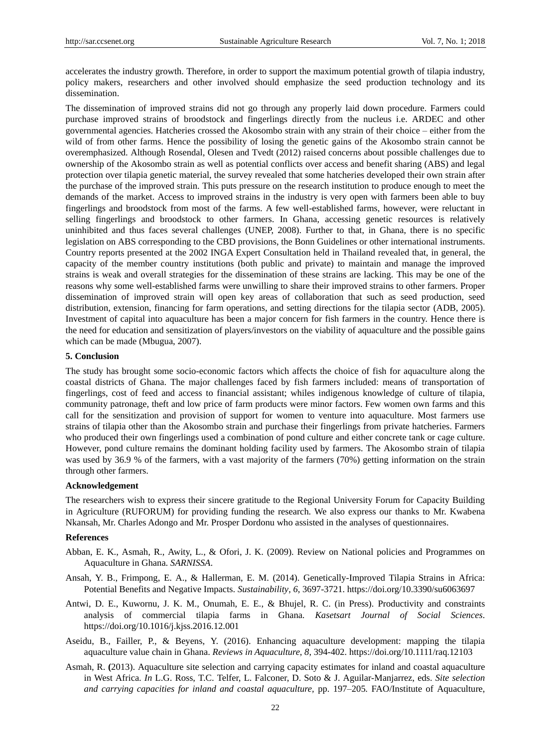accelerates the industry growth. Therefore, in order to support the maximum potential growth of tilapia industry, policy makers, researchers and other involved should emphasize the seed production technology and its dissemination.

The dissemination of improved strains did not go through any properly laid down procedure. Farmers could purchase improved strains of broodstock and fingerlings directly from the nucleus i.e. ARDEC and other governmental agencies. Hatcheries crossed the Akosombo strain with any strain of their choice – either from the wild of from other farms. Hence the possibility of losing the genetic gains of the Akosombo strain cannot be overemphasized. Although Rosendal, Olesen and Tvedt (2012) raised concerns about possible challenges due to ownership of the Akosombo strain as well as potential conflicts over access and benefit sharing (ABS) and legal protection over tilapia genetic material, the survey revealed that some hatcheries developed their own strain after the purchase of the improved strain. This puts pressure on the research institution to produce enough to meet the demands of the market. Access to improved strains in the industry is very open with farmers been able to buy fingerlings and broodstock from most of the farms. A few well-established farms, however, were reluctant in selling fingerlings and broodstock to other farmers. In Ghana, accessing genetic resources is relatively uninhibited and thus faces several challenges (UNEP, 2008). Further to that, in Ghana, there is no specific legislation on ABS corresponding to the CBD provisions, the Bonn Guidelines or other international instruments. Country reports presented at the 2002 INGA Expert Consultation held in Thailand revealed that, in general, the capacity of the member country institutions (both public and private) to maintain and manage the improved strains is weak and overall strategies for the dissemination of these strains are lacking. This may be one of the reasons why some well-established farms were unwilling to share their improved strains to other farmers. Proper dissemination of improved strain will open key areas of collaboration that such as seed production, seed distribution, extension, financing for farm operations, and setting directions for the tilapia sector (ADB, 2005). Investment of capital into aquaculture has been a major concern for fish farmers in the country. Hence there is the need for education and sensitization of players/investors on the viability of aquaculture and the possible gains which can be made (Mbugua, 2007).

## 5. Conclusion

The study has brought some socio-economic factors which affects the choice of fish for aquaculture along the coastal districts of Ghana. The major challenges faced by fish farmers included: means of transportation of fingerlings, cost of feed and access to financial assistant; whiles indigenous knowledge of culture of tilapia, community patronage, theft and low price of farm products were minor factors. Few women own farms and this call for the sensitization and provision of support for women to venture into aquaculture. Most farmers use strains of tilapia other than the Akosombo strain and purchase their fingerlings from private hatcheries. Farmers who produced their own fingerlings used a combination of pond culture and either concrete tank or cage culture. However, pond culture remains the dominant holding facility used by farmers. The Akosombo strain of tilapia was used by 36.9 % of the farmers, with a vast majority of the farmers (70%) getting information on the strain through other farmers.

## Acknowledgement

The researchers wish to express their sincere gratitude to the Regional University Forum for Capacity Building in Agriculture (RUFORUM) for providing funding the research. We also express our thanks to Mr. Kwabena Nkansah, Mr. Charles Adongo and Mr. Prosper Dordonu who assisted in the analyses of questionnaires.

## References

Abban, E. K., Asmah, R., Awity, L., & Ofori, J. K. (2009). Review on National policies and Programmes on Aquaculture in Ghana. *SARNISSA*.

Ansah, Y. B., Frimpong, E. A., & Hallerman, E. M. (2014). Genetically-Improved Tilapia Strains in Africa: Potential Benefits and Negative Impacts. *Sustainability*, *6*, 3697-3721. https://doi.org/10.3390/su6063697

Antwi, D. E., Kuwornu, J. K. M., Onumah, E. E., & Bhujel, R. C. (in Press). Productivity and constraints analysis of commercial tilapia farms in Ghana. *Kasetsart Journal of Social Sciences*. https://doi.org/10.1016/j.kjss.2016.12.001

Aseidu, B., Failler, P., & Beyens, Y. (2016). Enhancing aquaculture development: mapping the tilapia aquaculture value chain in Ghana. *Reviews in Aquaculture*, *8*, 394-402. https://doi.org/10.1111/raq.12103

Asmah, R. **(**2013). Aquaculture site selection and carrying capacity estimates for inland and coastal aquaculture in West Africa. *In* L.G. Ross, T.C. Telfer, L. Falconer, D. Soto & J. Aguilar-Manjarrez, eds. *Site selection and carrying capacities for inland and coastal aquaculture*, pp. 197–205. FAO/Institute of Aquaculture,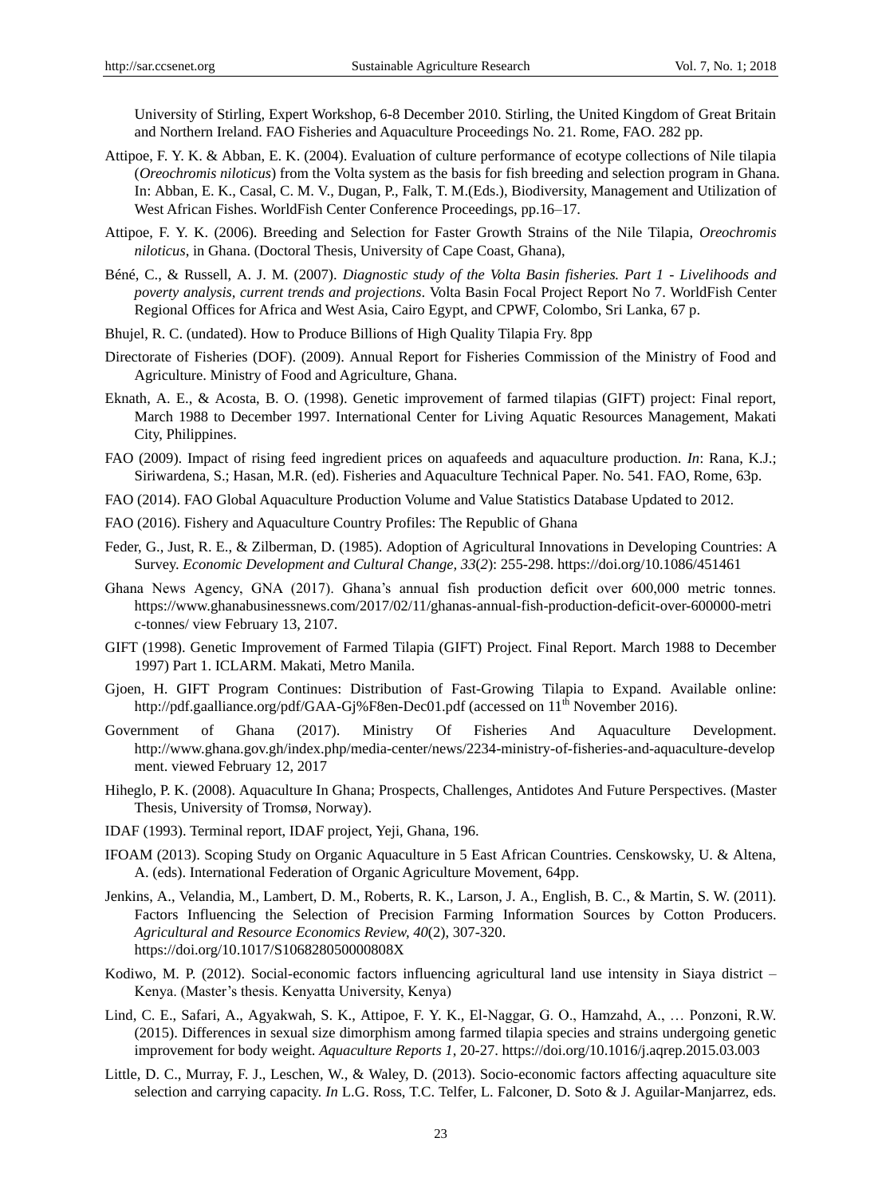University of Stirling, Expert Workshop, 6-8 December 2010. Stirling, the United Kingdom of Great Britain and Northern Ireland. FAO Fisheries and Aquaculture Proceedings No. 21. Rome, FAO. 282 pp.

Attipoe, F. Y. K. & Abban, E. K. (2004). Evaluation of culture performance of ecotype collections of Nile tilapia (*Oreochromis niloticus*) from the Volta system as the basis for fish breeding and selection program in Ghana. In: Abban, E. K., Casal, C. M. V., Dugan, P., Falk, T. M.(Eds.), Biodiversity, Management and Utilization of West African Fishes. WorldFish Center Conference Proceedings, pp.16–17.

Attipoe, F. Y. K. (2006). Breeding and Selection for Faster Growth Strains of the Nile Tilapia, *Oreochromis niloticus*, in Ghana. (Doctoral Thesis, University of Cape Coast, Ghana),

Béné, C., & Russell, A. J. M. (2007). *Diagnostic study of the Volta Basin fisheries. Part 1 - Livelihoods and poverty analysis, current trends and projections*. Volta Basin Focal Project Report No 7. WorldFish Center Regional Offices for Africa and West Asia, Cairo Egypt, and CPWF, Colombo, Sri Lanka, 67 p.

Bhujel, R. C. (undated). How to Produce Billions of High Quality Tilapia Fry. 8pp

Directorate of Fisheries (DOF). (2009). Annual Report for Fisheries Commission of the Ministry of Food and Agriculture. Ministry of Food and Agriculture, Ghana.

Eknath, A. E., & Acosta, B. O. (1998). Genetic improvement of farmed tilapias (GIFT) project: Final report, March 1988 to December 1997. International Center for Living Aquatic Resources Management, Makati City, Philippines.

FAO (2009). Impact of rising feed ingredient prices on aquafeeds and aquaculture production. *In*: Rana, K.J.; Siriwardena, S.; Hasan, M.R. (ed). Fisheries and Aquaculture Technical Paper. No. 541. FAO, Rome, 63p.

FAO (2014). FAO Global Aquaculture Production Volume and Value Statistics Database Updated to 2012.

FAO (2016). Fishery and Aquaculture Country Profiles: The Republic of Ghana

Feder, G., Just, R. E., & Zilberman, D. (1985). Adoption of Agricultural Innovations in Developing Countries: A Survey. *Economic Development and Cultural Change, 33*(*2*): 255-298. https://doi.org/10.1086/451461

Ghana News Agency, GNA (2017). Ghana's annual fish production deficit over 600,000 metric tonnes. https://www.ghanabusinessnews.com/2017/02/11/ghanas-annual-fish-production-deficit-over-600000-metric-tonnes/ view February 13, 2107.

GIFT (1998). Genetic Improvement of Farmed Tilapia (GIFT) Project. Final Report. March 1988 to December 1997) Part 1. ICLARM. Makati, Metro Manila.

Gjoen, H. GIFT Program Continues: Distribution of Fast-Growing Tilapia to Expand. Available online: http://pdf.gaalliance.org/pdf/GAA-Gj%F8en-Dec01.pdf (accessed on 11th November 2016).

Government of Ghana (2017). Ministry Of Fisheries And Aquaculture Development. http://www.ghana.gov.gh/index.php/media-center/news/2234-ministry-of-fisheries-and-aquaculture-development. viewed February 12, 2017

Hiheglo, P. K. (2008). Aquaculture In Ghana; Prospects, Challenges, Antidotes And Future Perspectives. (Master Thesis, University of Tromsø, Norway).

IDAF (1993). Terminal report, IDAF project, Yeji, Ghana, 196.

IFOAM (2013). Scoping Study on Organic Aquaculture in 5 East African Countries. Censkowsky, U. & Altena, A. (eds). International Federation of Organic Agriculture Movement, 64pp.

Jenkins, A., Velandia, M., Lambert, D. M., Roberts, R. K., Larson, J. A., English, B. C., & Martin, S. W. (2011). Factors Influencing the Selection of Precision Farming Information Sources by Cotton Producers. *Agricultural and Resource Economics Review, 40*(2), 307-320. https://doi.org/10.1017/S106828050000808X

Kodiwo, M. P. (2012). Social-economic factors influencing agricultural land use intensity in Siaya district – Kenya. (Master's thesis. Kenyatta University, Kenya)

Lind, C. E., Safari, A., Agyakwah, S. K., Attipoe, F. Y. K., El-Naggar, G. O., Hamzahd, A., … Ponzoni, R.W. (2015). Differences in sexual size dimorphism among farmed tilapia species and strains undergoing genetic improvement for body weight. *Aquaculture Reports 1*, 20-27. https://doi.org/10.1016/j.aqrep.2015.03.003

Little, D. C., Murray, F. J., Leschen, W., & Waley, D. (2013). Socio-economic factors affecting aquaculture site selection and carrying capacity. *In* L.G. Ross, T.C. Telfer, L. Falconer, D. Soto & J. Aguilar-Manjarrez, eds.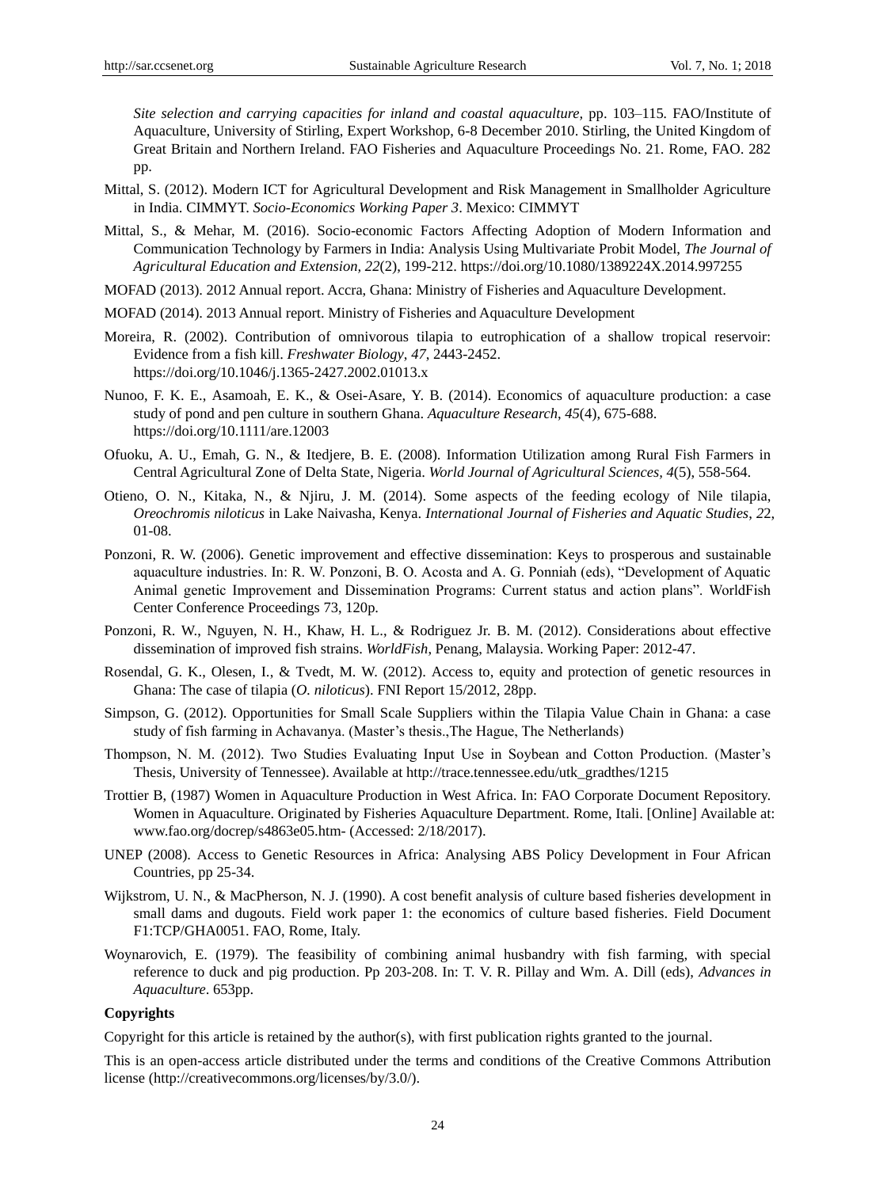*Site selection and carrying capacities for inland and coastal aquaculture,* pp. 103–115. FAO/Institute of Aquaculture, University of Stirling, Expert Workshop, 6-8 December 2010. Stirling, the United Kingdom of Great Britain and Northern Ireland. FAO Fisheries and Aquaculture Proceedings No. 21. Rome, FAO. 282 pp.

Mittal, S. (2012). Modern ICT for Agricultural Development and Risk Management in Smallholder Agriculture in India. CIMMYT. *Socio-Economics Working Paper 3*. Mexico: CIMMYT

Mittal, S., & Mehar, M. (2016). Socio-economic Factors Affecting Adoption of Modern Information and Communication Technology by Farmers in India: Analysis Using Multivariate Probit Model, *The Journal of Agricultural Education and Extension, 22*(2), 199-212. https://doi.org/10.1080/1389224X.2014.997255

MOFAD (2013). 2012 Annual report. Accra, Ghana: Ministry of Fisheries and Aquaculture Development.

MOFAD (2014). 2013 Annual report. Ministry of Fisheries and Aquaculture Development

Moreira, R. (2002). Contribution of omnivorous tilapia to eutrophication of a shallow tropical reservoir: Evidence from a fish kill. *Freshwater Biology*, *47*, 2443-2452. https://doi.org/10.1046/j.1365-2427.2002.01013.x

Nunoo, F. K. E., Asamoah, E. K., & Osei-Asare, Y. B. (2014). Economics of aquaculture production: a case study of pond and pen culture in southern Ghana. *Aquaculture Research*, *45*(4), 675-688. https://doi.org/10.1111/are.12003

Ofuoku, A. U., Emah, G. N., & Itedjere, B. E. (2008). Information Utilization among Rural Fish Farmers in Central Agricultural Zone of Delta State, Nigeria. *World Journal of Agricultural Sciences, 4*(5), 558-564.

Otieno, O. N., Kitaka, N., & Njiru, J. M. (2014). Some aspects of the feeding ecology of Nile tilapia, *Oreochromis niloticus* in Lake Naivasha, Kenya. *International Journal of Fisheries and Aquatic Studies*, *22*, 01-08.

Ponzoni, R. W. (2006). Genetic improvement and effective dissemination: Keys to prosperous and sustainable aquaculture industries. In: R. W. Ponzoni, B. O. Acosta and A. G. Ponniah (eds), "Development of Aquatic Animal genetic Improvement and Dissemination Programs: Current status and action plans". WorldFish Center Conference Proceedings 73, 120p.

Ponzoni, R. W., Nguyen, N. H., Khaw, H. L., & Rodriguez Jr. B. M. (2012). Considerations about effective dissemination of improved fish strains. *WorldFish*, Penang, Malaysia. Working Paper: 2012-47.

Rosendal, G. K., Olesen, I., & Tvedt, M. W. (2012). Access to, equity and protection of genetic resources in Ghana: The case of tilapia (*O. niloticus*). FNI Report 15/2012, 28pp.

Simpson, G. (2012). Opportunities for Small Scale Suppliers within the Tilapia Value Chain in Ghana: a case study of fish farming in Achavanya. (Master's thesis.,The Hague, The Netherlands)

Thompson, N. M. (2012). Two Studies Evaluating Input Use in Soybean and Cotton Production. (Master's Thesis, University of Tennessee). Available at http://trace.tennessee.edu/utk_gradthes/1215

Trottier B, (1987) Women in Aquaculture Production in West Africa. In: FAO Corporate Document Repository. Women in Aquaculture. Originated by Fisheries Aquaculture Department. Rome, Itali. [Online] Available at: www.fao.org/docrep/s4863e05.htm- (Accessed: 2/18/2017).

UNEP (2008). Access to Genetic Resources in Africa: Analysing ABS Policy Development in Four African Countries, pp 25-34.

Wijkstrom, U. N., & MacPherson, N. J. (1990). A cost benefit analysis of culture based fisheries development in small dams and dugouts. Field work paper 1: the economics of culture based fisheries. Field Document F1:TCP/GHA0051. FAO, Rome, Italy.

Woynarovich, E. (1979). The feasibility of combining animal husbandry with fish farming, with special reference to duck and pig production. Pp 203-208. In: T. V. R. Pillay and Wm. A. Dill (eds), *Advances in Aquaculture*. 653pp.

**Copyrights**

Copyright for this article is retained by the author(s), with first publication rights granted to the journal.

This is an open-access article distributed under the terms and conditions of the Creative Commons Attribution license (http://creativecommons.org/licenses/by/3.0/).